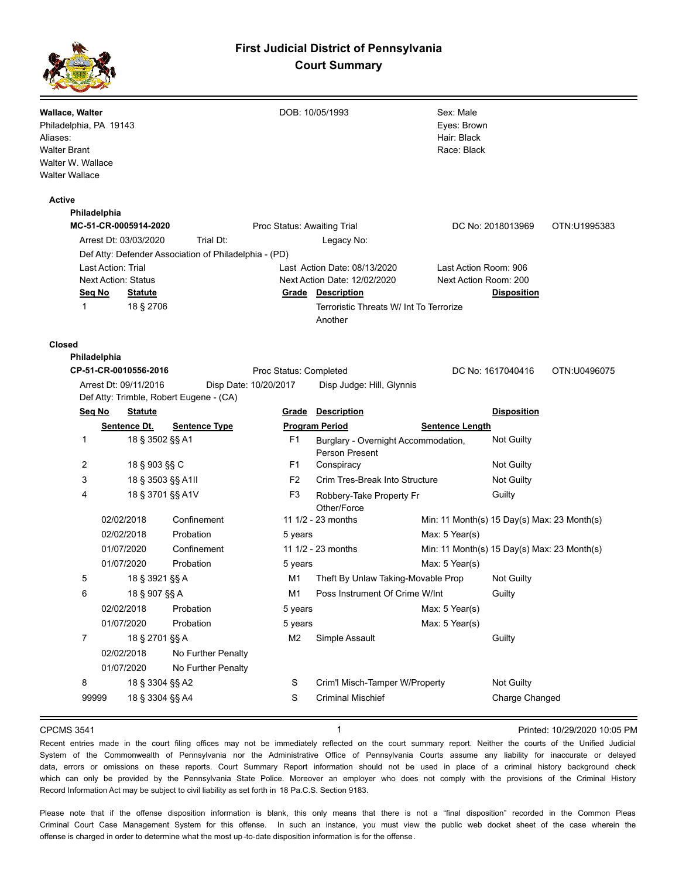# First Judicial District of Pennsylvania
## Court Summary

**Wallace, Walter**
Philadelphia, PA 19143
Aliases:
Walter Brant
Walter W. Wallace
Walter Wallace

DOB: 10/05/1993

Sex: Male
Eyes: Brown
Hair: Black
Race: Black

**Active**

**Philadelphia**

**MC-51-CR-0005914-2020** Proc Status: Awaiting Trial DC No: 2018013969 OTN:U1995383

Arrest Dt: 03/03/2020 Trial Dt: Legacy No:

Def Atty: Defender Association of Philadelphia - (PD)

Last Action: Trial Last Action Date: 08/13/2020 Last Action Room: 906

Next Action: Status Next Action Date: 12/02/2020 Next Action Room: 200

| Seq No | Statute | Grade | Description | Disposition |
|---|---|---|---|---|
| 1 | 18 § 2706 | | Terroristic Threats W/ Int To Terrorize Another | |

**Closed**

**Philadelphia**

**CP-51-CR-0010556-2016** Proc Status: Completed DC No: 1617040416 OTN:U0496075

Arrest Dt: 09/11/2016 Disp Date: 10/20/2017 Disp Judge: Hill, Glynnis

Def Atty: Trimble, Robert Eugene - (CA)

| Seq No | Statute / Sentence Dt. | Sentence Type | Grade / Program Period | Description | Sentence Length | Disposition |
|---|---|---|---|---|---|---|
| 1 | 18 § 3502 §§ A1 | | F1 | Burglary - Overnight Accommodation, Person Present | | Not Guilty |
| 2 | 18 § 903 §§ C | | F1 | Conspiracy | | Not Guilty |
| 3 | 18 § 3503 §§ A1II | | F2 | Crim Tres-Break Into Structure | | Not Guilty |
| 4 | 18 § 3701 §§ A1V | | F3 | Robbery-Take Property Fr Other/Force | | Guilty |
| | 02/02/2018 | Confinement | 11 1/2 - 23 months | | Min: 11 Month(s) 15 Day(s) Max: 23 Month(s) | |
| | 02/02/2018 | Probation | 5 years | | Max: 5 Year(s) | |
| | 01/07/2020 | Confinement | 11 1/2 - 23 months | | Min: 11 Month(s) 15 Day(s) Max: 23 Month(s) | |
| | 01/07/2020 | Probation | 5 years | | Max: 5 Year(s) | |
| 5 | 18 § 3921 §§ A | | M1 | Theft By Unlaw Taking-Movable Prop | | Not Guilty |
| 6 | 18 § 907 §§ A | | M1 | Poss Instrument Of Crime W/Int | | Guilty |
| | 02/02/2018 | Probation | 5 years | | Max: 5 Year(s) | |
| | 01/07/2020 | Probation | 5 years | | Max: 5 Year(s) | |
| 7 | 18 § 2701 §§ A | | M2 | Simple Assault | | Guilty |
| | 02/02/2018 | No Further Penalty | | | | |
| | 01/07/2020 | No Further Penalty | | | | |
| 8 | 18 § 3304 §§ A2 | | S | Crim'l Misch-Tamper W/Property | | Not Guilty |
| 99999 | 18 § 3304 §§ A4 | | S | Criminal Mischief | | Charge Changed |

CPCMS 3541 Printed: 10/29/2020 10:05 PM

Recent entries made in the court filing offices may not be immediately reflected on the court summary report. Neither the courts of the Unified Judicial System of the Commonwealth of Pennsylvania nor the Administrative Office of Pennsylvania Courts assume any liability for inaccurate or delayed data, errors or omissions on these reports. Court Summary Report information should not be used in place of a criminal history background check which can only be provided by the Pennsylvania State Police. Moreover an employer who does not comply with the provisions of the Criminal History Record Information Act may be subject to civil liability as set forth in 18 Pa.C.S. Section 9183.

Please note that if the offense disposition information is blank, this only means that there is not a "final disposition" recorded in the Common Pleas Criminal Court Case Management System for this offense. In such an instance, you must view the public web docket sheet of the case wherein the offense is charged in order to determine what the most up-to-date disposition information is for the offense.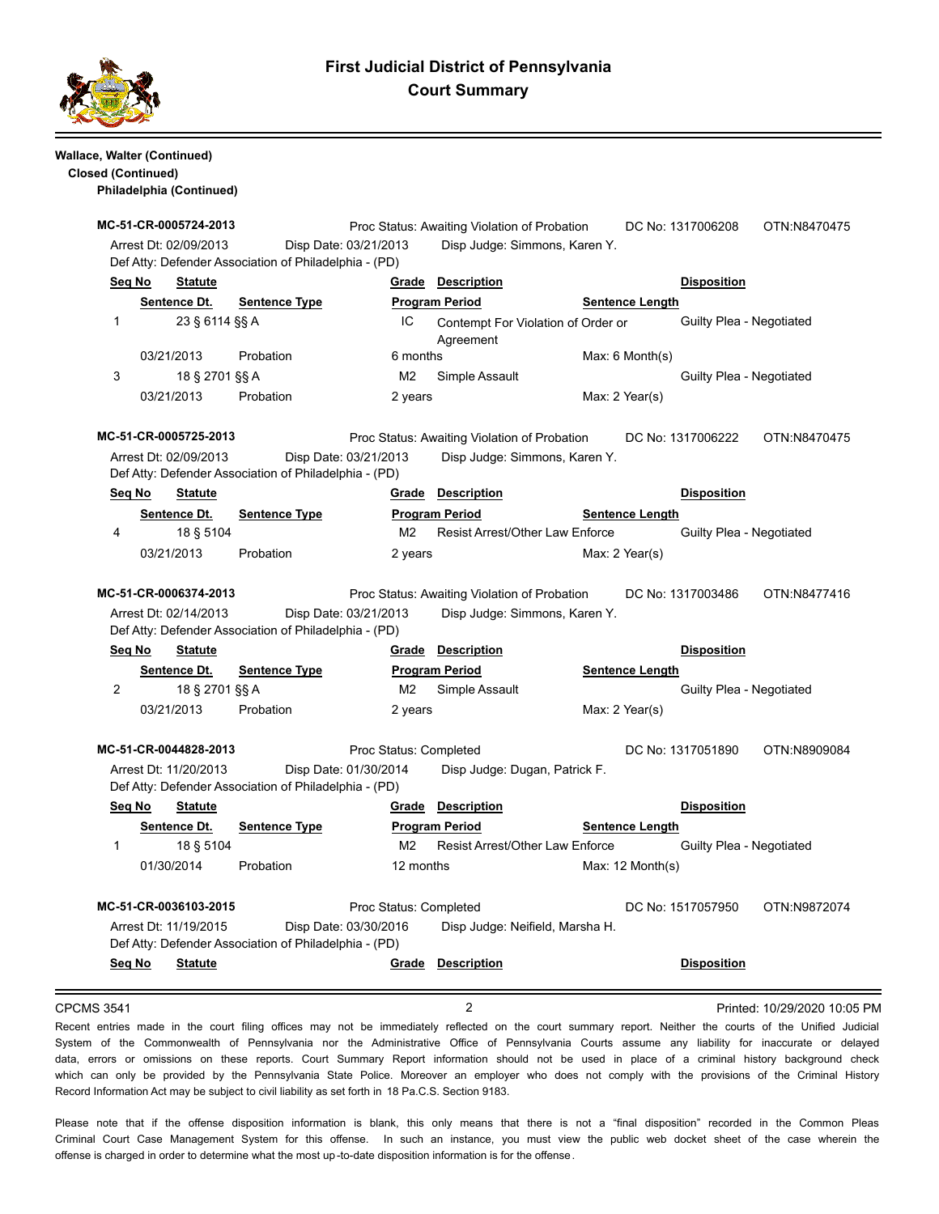# First Judicial District of Pennsylvania
## Court Summary

**Wallace, Walter (Continued)**
**Closed (Continued)**
**Philadelphia (Continued)**

**MC-51-CR-0005724-2013** — Proc Status: Awaiting Violation of Probation — DC No: 1317006208 — OTN:N8470475
Arrest Dt: 02/09/2013 — Disp Date: 03/21/2013 — Disp Judge: Simmons, Karen Y.
Def Atty: Defender Association of Philadelphia - (PD)

| Seq No | Statute / Sentence Dt. | Sentence Type | Grade / Program Period | Description | Sentence Length | Disposition |
|---|---|---|---|---|---|---|
| 1 | 23 § 6114 §§ A | | IC | Contempt For Violation of Order or Agreement | | Guilty Plea - Negotiated |
| | 03/21/2013 | Probation | 6 months | | Max: 6 Month(s) | |
| 3 | 18 § 2701 §§ A | | M2 | Simple Assault | | Guilty Plea - Negotiated |
| | 03/21/2013 | Probation | 2 years | | Max: 2 Year(s) | |

**MC-51-CR-0005725-2013** — Proc Status: Awaiting Violation of Probation — DC No: 1317006222 — OTN:N8470475
Arrest Dt: 02/09/2013 — Disp Date: 03/21/2013 — Disp Judge: Simmons, Karen Y.
Def Atty: Defender Association of Philadelphia - (PD)

| Seq No | Statute / Sentence Dt. | Sentence Type | Grade / Program Period | Description | Sentence Length | Disposition |
|---|---|---|---|---|---|---|
| 4 | 18 § 5104 | | M2 | Resist Arrest/Other Law Enforce | | Guilty Plea - Negotiated |
| | 03/21/2013 | Probation | 2 years | | Max: 2 Year(s) | |

**MC-51-CR-0006374-2013** — Proc Status: Awaiting Violation of Probation — DC No: 1317003486 — OTN:N8477416
Arrest Dt: 02/14/2013 — Disp Date: 03/21/2013 — Disp Judge: Simmons, Karen Y.
Def Atty: Defender Association of Philadelphia - (PD)

| Seq No | Statute / Sentence Dt. | Sentence Type | Grade / Program Period | Description | Sentence Length | Disposition |
|---|---|---|---|---|---|---|
| 2 | 18 § 2701 §§ A | | M2 | Simple Assault | | Guilty Plea - Negotiated |
| | 03/21/2013 | Probation | 2 years | | Max: 2 Year(s) | |

**MC-51-CR-0044828-2013** — Proc Status: Completed — DC No: 1317051890 — OTN:N8909084
Arrest Dt: 11/20/2013 — Disp Date: 01/30/2014 — Disp Judge: Dugan, Patrick F.
Def Atty: Defender Association of Philadelphia - (PD)

| Seq No | Statute / Sentence Dt. | Sentence Type | Grade / Program Period | Description | Sentence Length | Disposition |
|---|---|---|---|---|---|---|
| 1 | 18 § 5104 | | M2 | Resist Arrest/Other Law Enforce | | Guilty Plea - Negotiated |
| | 01/30/2014 | Probation | 12 months | | Max: 12 Month(s) | |

**MC-51-CR-0036103-2015** — Proc Status: Completed — DC No: 1517057950 — OTN:N9872074
Arrest Dt: 11/19/2015 — Disp Date: 03/30/2016 — Disp Judge: Neifield, Marsha H.
Def Atty: Defender Association of Philadelphia - (PD)

| Seq No | Statute | Grade | Description | Disposition |
|---|---|---|---|---|

CPCMS 3541 — Printed: 10/29/2020 10:05 PM

Recent entries made in the court filing offices may not be immediately reflected on the court summary report. Neither the courts of the Unified Judicial System of the Commonwealth of Pennsylvania nor the Administrative Office of Pennsylvania Courts assume any liability for inaccurate or delayed data, errors or omissions on these reports. Court Summary Report information should not be used in place of a criminal history background check which can only be provided by the Pennsylvania State Police. Moreover an employer who does not comply with the provisions of the Criminal History Record Information Act may be subject to civil liability as set forth in 18 Pa.C.S. Section 9183.

Please note that if the offense disposition information is blank, this only means that there is not a "final disposition" recorded in the Common Pleas Criminal Court Case Management System for this offense. In such an instance, you must view the public web docket sheet of the case wherein the offense is charged in order to determine what the most up-to-date disposition information is for the offense.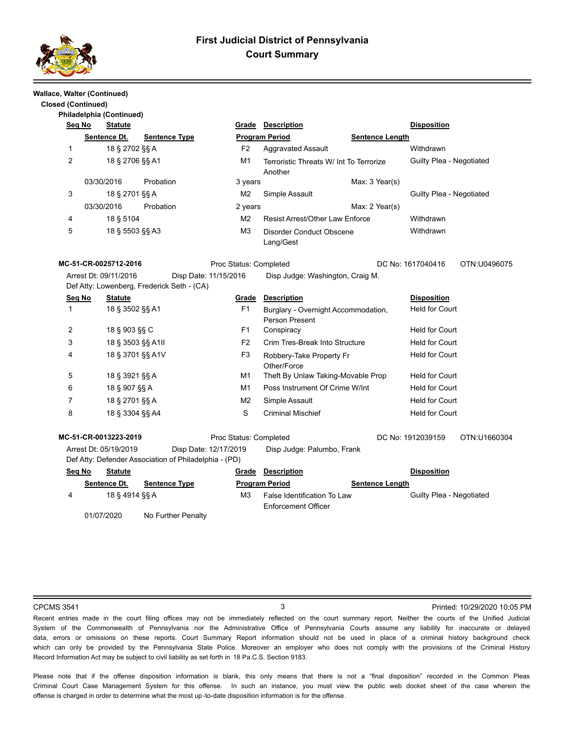# First Judicial District of Pennsylvania
## Court Summary

**Wallace, Walter (Continued)**

**Closed (Continued)**

**Philadelphia (Continued)**

| Seq No | Statute | Grade | Description | Disposition |
|---|---|---|---|---|
| | Sentence Dt. / Sentence Type | Program Period | Sentence Length | |
| 1 | 18 § 2702 §§ A | F2 | Aggravated Assault | Withdrawn |
| 2 | 18 § 2706 §§ A1 | M1 | Terroristic Threats W/ Int To Terrorize Another | Guilty Plea - Negotiated |
| | 03/30/2016 Probation | 3 years | Max: 3 Year(s) | |
| 3 | 18 § 2701 §§ A | M2 | Simple Assault | Guilty Plea - Negotiated |
| | 03/30/2016 Probation | 2 years | Max: 2 Year(s) | |
| 4 | 18 § 5104 | M2 | Resist Arrest/Other Law Enforce | Withdrawn |
| 5 | 18 § 5503 §§ A3 | M3 | Disorder Conduct Obscene Lang/Gest | Withdrawn |

**MC-51-CR-0025712-2016** Proc Status: Completed DC No: 1617040416 OTN:U0496075

Arrest Dt: 09/11/2016 Disp Date: 11/15/2016 Disp Judge: Washington, Craig M.

Def Atty: Lowenberg, Frederick Seth - (CA)

| Seq No | Statute | Grade | Description | Disposition |
|---|---|---|---|---|
| 1 | 18 § 3502 §§ A1 | F1 | Burglary - Overnight Accommodation, Person Present | Held for Court |
| 2 | 18 § 903 §§ C | F1 | Conspiracy | Held for Court |
| 3 | 18 § 3503 §§ A1II | F2 | Crim Tres-Break Into Structure | Held for Court |
| 4 | 18 § 3701 §§ A1V | F3 | Robbery-Take Property Fr Other/Force | Held for Court |
| 5 | 18 § 3921 §§ A | M1 | Theft By Unlaw Taking-Movable Prop | Held for Court |
| 6 | 18 § 907 §§ A | M1 | Poss Instrument Of Crime W/Int | Held for Court |
| 7 | 18 § 2701 §§ A | M2 | Simple Assault | Held for Court |
| 8 | 18 § 3304 §§ A4 | S | Criminal Mischief | Held for Court |

**MC-51-CR-0013223-2019** Proc Status: Completed DC No: 1912039159 OTN:U1660304

Arrest Dt: 05/19/2019 Disp Date: 12/17/2019 Disp Judge: Palumbo, Frank

Def Atty: Defender Association of Philadelphia - (PD)

| Seq No | Statute | Grade | Description | Disposition |
|---|---|---|---|---|
| | Sentence Dt. / Sentence Type | Program Period | Sentence Length | |
| 4 | 18 § 4914 §§ A | M3 | False Identification To Law Enforcement Officer | Guilty Plea - Negotiated |
| | 01/07/2020 No Further Penalty | | | |

CPCMS 3541 Printed: 10/29/2020 10:05 PM

Recent entries made in the court filing offices may not be immediately reflected on the court summary report. Neither the courts of the Unified Judicial System of the Commonwealth of Pennsylvania nor the Administrative Office of Pennsylvania Courts assume any liability for inaccurate or delayed data, errors or omissions on these reports. Court Summary Report information should not be used in place of a criminal history background check which can only be provided by the Pennsylvania State Police. Moreover an employer who does not comply with the provisions of the Criminal History Record Information Act may be subject to civil liability as set forth in 18 Pa.C.S. Section 9183.

Please note that if the offense disposition information is blank, this only means that there is not a "final disposition" recorded in the Common Pleas Criminal Court Case Management System for this offense. In such an instance, you must view the public web docket sheet of the case wherein the offense is charged in order to determine what the most up-to-date disposition information is for the offense.